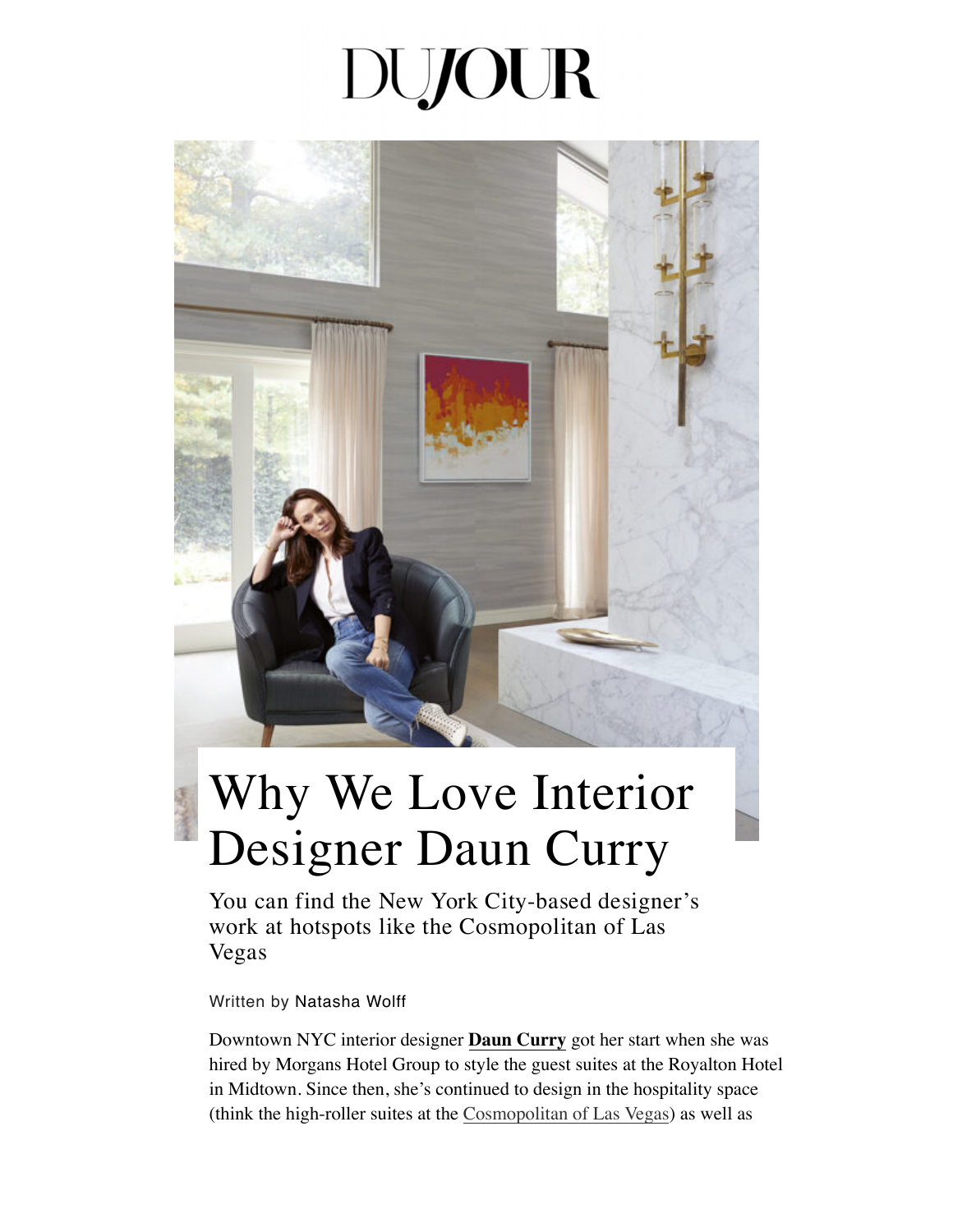DUJOUR

# Why We Love Interior Designer Daun Curry

## You can find the New York City-based designer's work at hotspots like the Cosmopolitan of Las Vegas

Written by Natasha Wolff

Downtown NYC interior designer **Daun Curry** got her start when she was hired by Morgans Hotel Group to style the guest suites at the Royalton Hotel in Midtown. Since then, she's continued to design in the hospitality space (think the high-roller suites at the Cosmopolitan of Las Vegas) as well as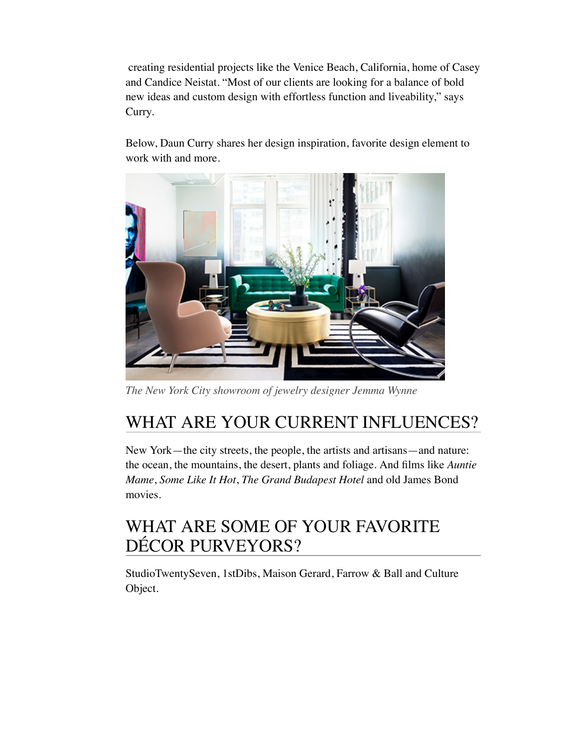creating residential projects like the Venice Beach, California, home of Casey and Candice Neistat. "Most of our clients are looking for a balance of bold new ideas and custom design with effortless function and liveability," says Curry.

Below, Daun Curry shares her design inspiration, favorite design element to work with and more.

*The New York City showroom of jewelry designer Jemma Wynne*

## WHAT ARE YOUR CURRENT INFLUENCES?

New York—the city streets, the people, the artists and artisans—and nature: the ocean, the mountains, the desert, plants and foliage. And films like *Auntie Mame*, *Some Like It Hot*, *The Grand Budapest Hotel* and old James Bond movies.

## WHAT ARE SOME OF YOUR FAVORITE DÉCOR PURVEYORS?

StudioTwentySeven, 1stDibs, Maison Gerard, Farrow & Ball and Culture Object.